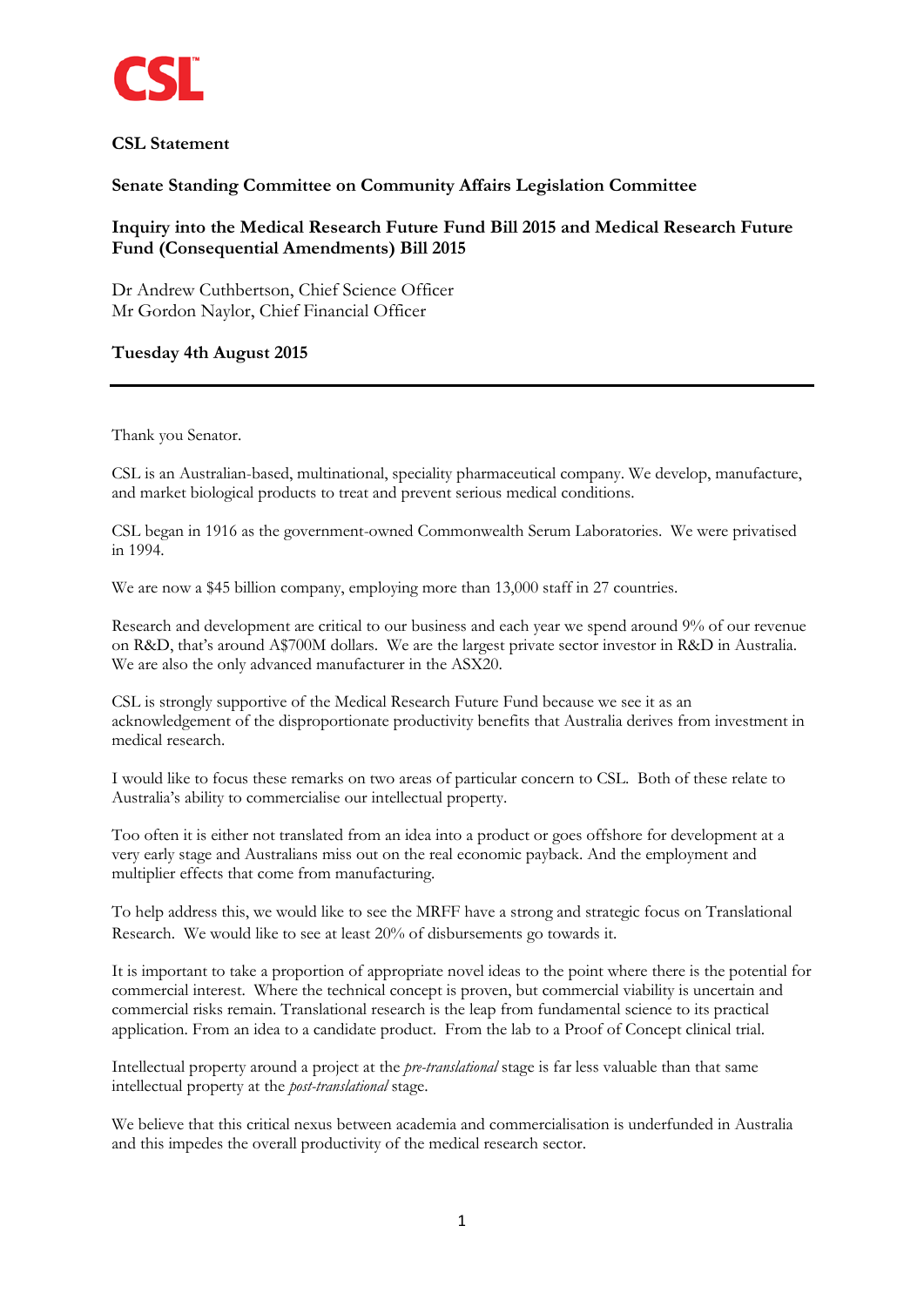CSL

**CSL Statement**

**Senate Standing Committee on Community Affairs Legislation Committee**

**Inquiry into the Medical Research Future Fund Bill 2015 and Medical Research Future Fund (Consequential Amendments) Bill 2015**

Dr Andrew Cuthbertson, Chief Science Officer
Mr Gordon Naylor, Chief Financial Officer

**Tuesday 4th August 2015**

---

Thank you Senator.

CSL is an Australian-based, multinational, speciality pharmaceutical company. We develop, manufacture, and market biological products to treat and prevent serious medical conditions.

CSL began in 1916 as the government-owned Commonwealth Serum Laboratories. We were privatised in 1994.

We are now a $45 billion company, employing more than 13,000 staff in 27 countries.

Research and development are critical to our business and each year we spend around 9% of our revenue on R&D, that's around A$700M dollars. We are the largest private sector investor in R&D in Australia. We are also the only advanced manufacturer in the ASX20.

CSL is strongly supportive of the Medical Research Future Fund because we see it as an acknowledgement of the disproportionate productivity benefits that Australia derives from investment in medical research.

I would like to focus these remarks on two areas of particular concern to CSL. Both of these relate to Australia's ability to commercialise our intellectual property.

Too often it is either not translated from an idea into a product or goes offshore for development at a very early stage and Australians miss out on the real economic payback. And the employment and multiplier effects that come from manufacturing.

To help address this, we would like to see the MRFF have a strong and strategic focus on Translational Research. We would like to see at least 20% of disbursements go towards it.

It is important to take a proportion of appropriate novel ideas to the point where there is the potential for commercial interest. Where the technical concept is proven, but commercial viability is uncertain and commercial risks remain. Translational research is the leap from fundamental science to its practical application. From an idea to a candidate product. From the lab to a Proof of Concept clinical trial.

Intellectual property around a project at the *pre-translational* stage is far less valuable than that same intellectual property at the *post-translational* stage.

We believe that this critical nexus between academia and commercialisation is underfunded in Australia and this impedes the overall productivity of the medical research sector.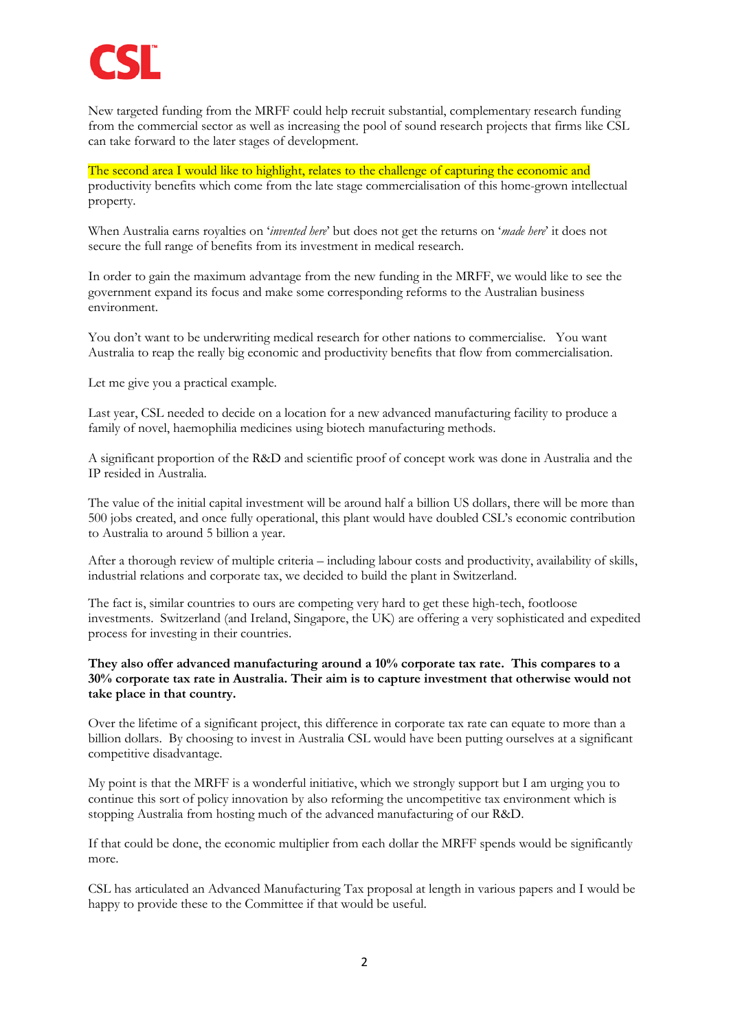New targeted funding from the MRFF could help recruit substantial, complementary research funding from the commercial sector as well as increasing the pool of sound research projects that firms like CSL can take forward to the later stages of development.

The second area I would like to highlight, relates to the challenge of capturing the economic and productivity benefits which come from the late stage commercialisation of this home-grown intellectual property.

When Australia earns royalties on '*invented here*' but does not get the returns on '*made here*' it does not secure the full range of benefits from its investment in medical research.

In order to gain the maximum advantage from the new funding in the MRFF, we would like to see the government expand its focus and make some corresponding reforms to the Australian business environment.

You don't want to be underwriting medical research for other nations to commercialise. You want Australia to reap the really big economic and productivity benefits that flow from commercialisation.

Let me give you a practical example.

Last year, CSL needed to decide on a location for a new advanced manufacturing facility to produce a family of novel, haemophilia medicines using biotech manufacturing methods.

A significant proportion of the R&D and scientific proof of concept work was done in Australia and the IP resided in Australia.

The value of the initial capital investment will be around half a billion US dollars, there will be more than 500 jobs created, and once fully operational, this plant would have doubled CSL's economic contribution to Australia to around 5 billion a year.

After a thorough review of multiple criteria – including labour costs and productivity, availability of skills, industrial relations and corporate tax, we decided to build the plant in Switzerland.

The fact is, similar countries to ours are competing very hard to get these high-tech, footloose investments. Switzerland (and Ireland, Singapore, the UK) are offering a very sophisticated and expedited process for investing in their countries.

**They also offer advanced manufacturing around a 10% corporate tax rate. This compares to a 30% corporate tax rate in Australia. Their aim is to capture investment that otherwise would not take place in that country.**

Over the lifetime of a significant project, this difference in corporate tax rate can equate to more than a billion dollars. By choosing to invest in Australia CSL would have been putting ourselves at a significant competitive disadvantage.

My point is that the MRFF is a wonderful initiative, which we strongly support but I am urging you to continue this sort of policy innovation by also reforming the uncompetitive tax environment which is stopping Australia from hosting much of the advanced manufacturing of our R&D.

If that could be done, the economic multiplier from each dollar the MRFF spends would be significantly more.

CSL has articulated an Advanced Manufacturing Tax proposal at length in various papers and I would be happy to provide these to the Committee if that would be useful.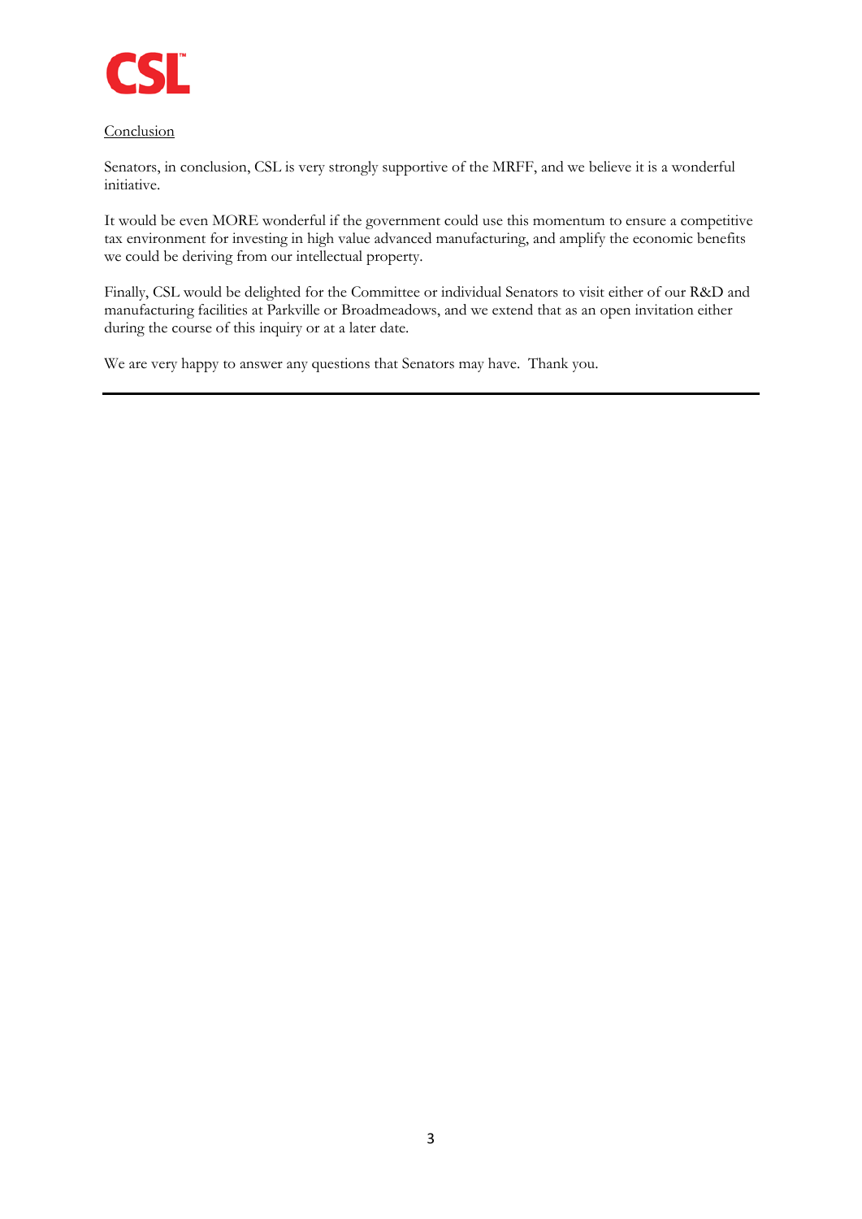<u>Conclusion</u>

Senators, in conclusion, CSL is very strongly supportive of the MRFF, and we believe it is a wonderful initiative.

It would be even MORE wonderful if the government could use this momentum to ensure a competitive tax environment for investing in high value advanced manufacturing, and amplify the economic benefits we could be deriving from our intellectual property.

Finally, CSL would be delighted for the Committee or individual Senators to visit either of our R&D and manufacturing facilities at Parkville or Broadmeadows, and we extend that as an open invitation either during the course of this inquiry or at a later date.

We are very happy to answer any questions that Senators may have. Thank you.